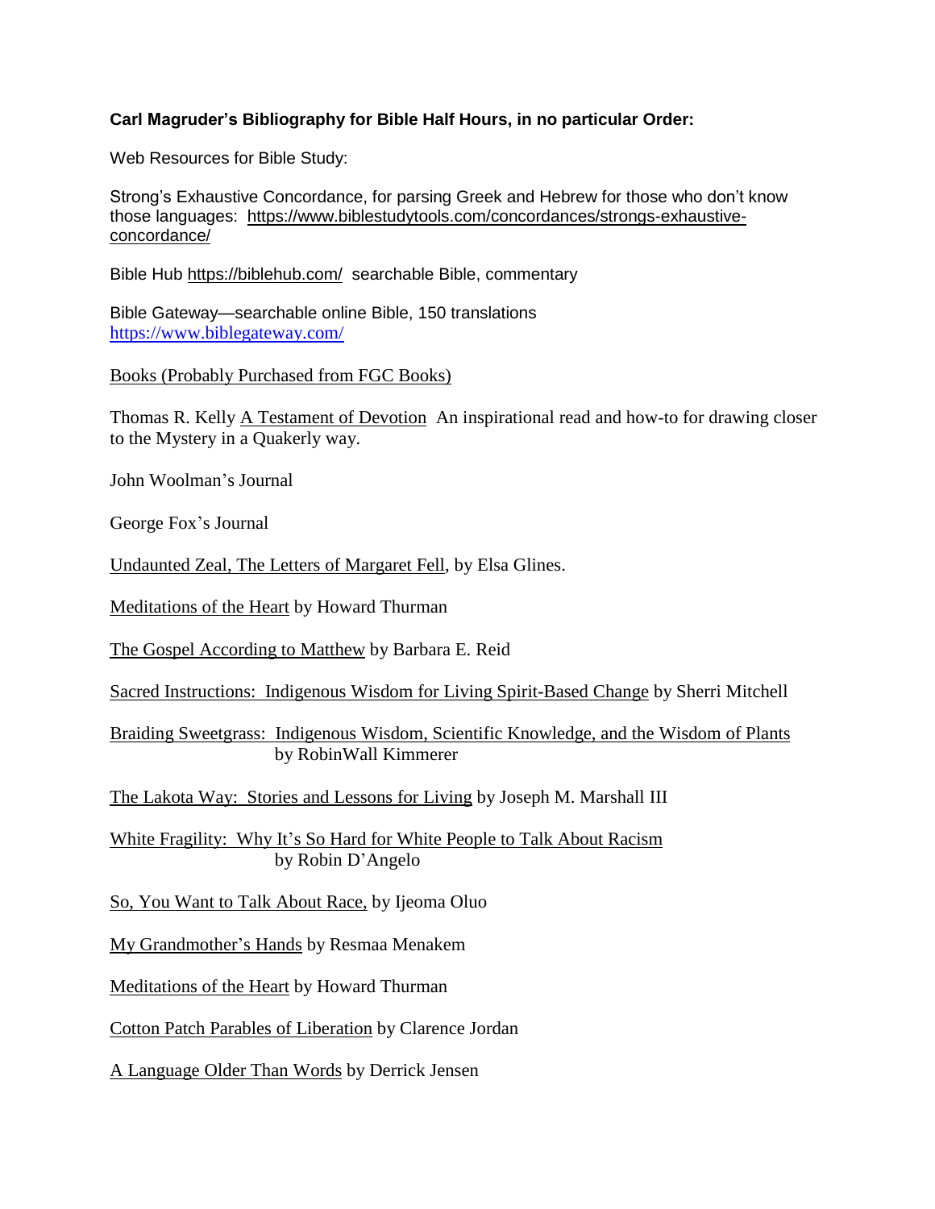**Carl Magruder's Bibliography for Bible Half Hours, in no particular Order:**

Web Resources for Bible Study:

Strong's Exhaustive Concordance, for parsing Greek and Hebrew for those who don't know those languages: https://www.biblestudytools.com/concordances/strongs-exhaustive-concordance/

Bible Hub https://biblehub.com/ searchable Bible, commentary

Bible Gateway—searchable online Bible, 150 translations https://www.biblegateway.com/

Books (Probably Purchased from FGC Books)

Thomas R. Kelly A Testament of Devotion An inspirational read and how-to for drawing closer to the Mystery in a Quakerly way.

John Woolman's Journal

George Fox's Journal

Undaunted Zeal, The Letters of Margaret Fell, by Elsa Glines.

Meditations of the Heart by Howard Thurman

The Gospel According to Matthew by Barbara E. Reid

Sacred Instructions: Indigenous Wisdom for Living Spirit-Based Change by Sherri Mitchell

Braiding Sweetgrass: Indigenous Wisdom, Scientific Knowledge, and the Wisdom of Plants by RobinWall Kimmerer

The Lakota Way: Stories and Lessons for Living by Joseph M. Marshall III

White Fragility: Why It's So Hard for White People to Talk About Racism by Robin D'Angelo

So, You Want to Talk About Race, by Ijeoma Oluo

My Grandmother's Hands by Resmaa Menakem

Meditations of the Heart by Howard Thurman

Cotton Patch Parables of Liberation by Clarence Jordan

A Language Older Than Words by Derrick Jensen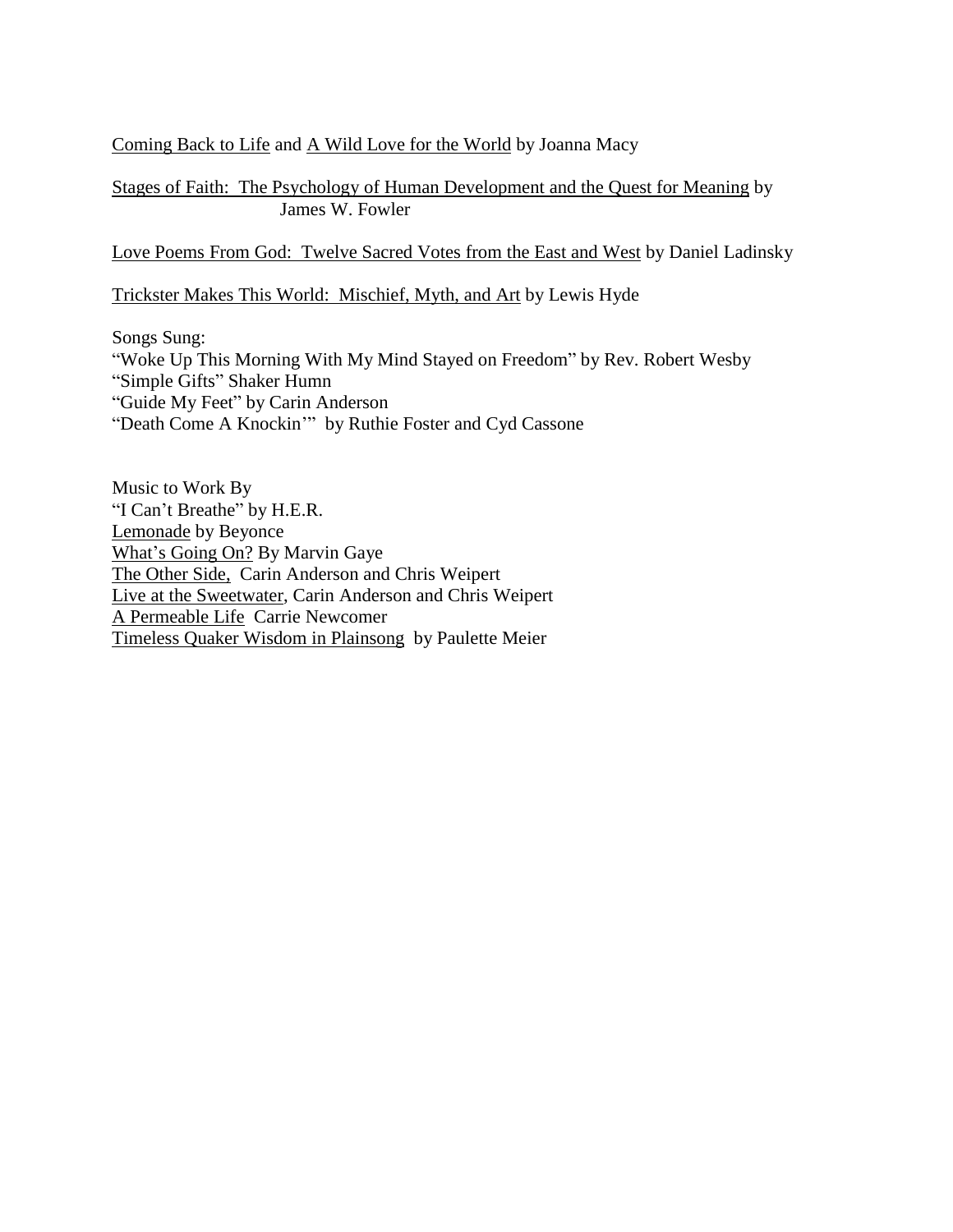Coming Back to Life and A Wild Love for the World by Joanna Macy

Stages of Faith: The Psychology of Human Development and the Quest for Meaning by James W. Fowler

Love Poems From God: Twelve Sacred Votes from the East and West by Daniel Ladinsky

Trickster Makes This World: Mischief, Myth, and Art by Lewis Hyde

Songs Sung:
"Woke Up This Morning With My Mind Stayed on Freedom" by Rev. Robert Wesby
"Simple Gifts" Shaker Humn
"Guide My Feet" by Carin Anderson
"Death Come A Knockin'" by Ruthie Foster and Cyd Cassone

Music to Work By
"I Can't Breathe" by H.E.R.
Lemonade by Beyonce
What's Going On? By Marvin Gaye
The Other Side, Carin Anderson and Chris Weipert
Live at the Sweetwater, Carin Anderson and Chris Weipert
A Permeable Life Carrie Newcomer
Timeless Quaker Wisdom in Plainsong by Paulette Meier